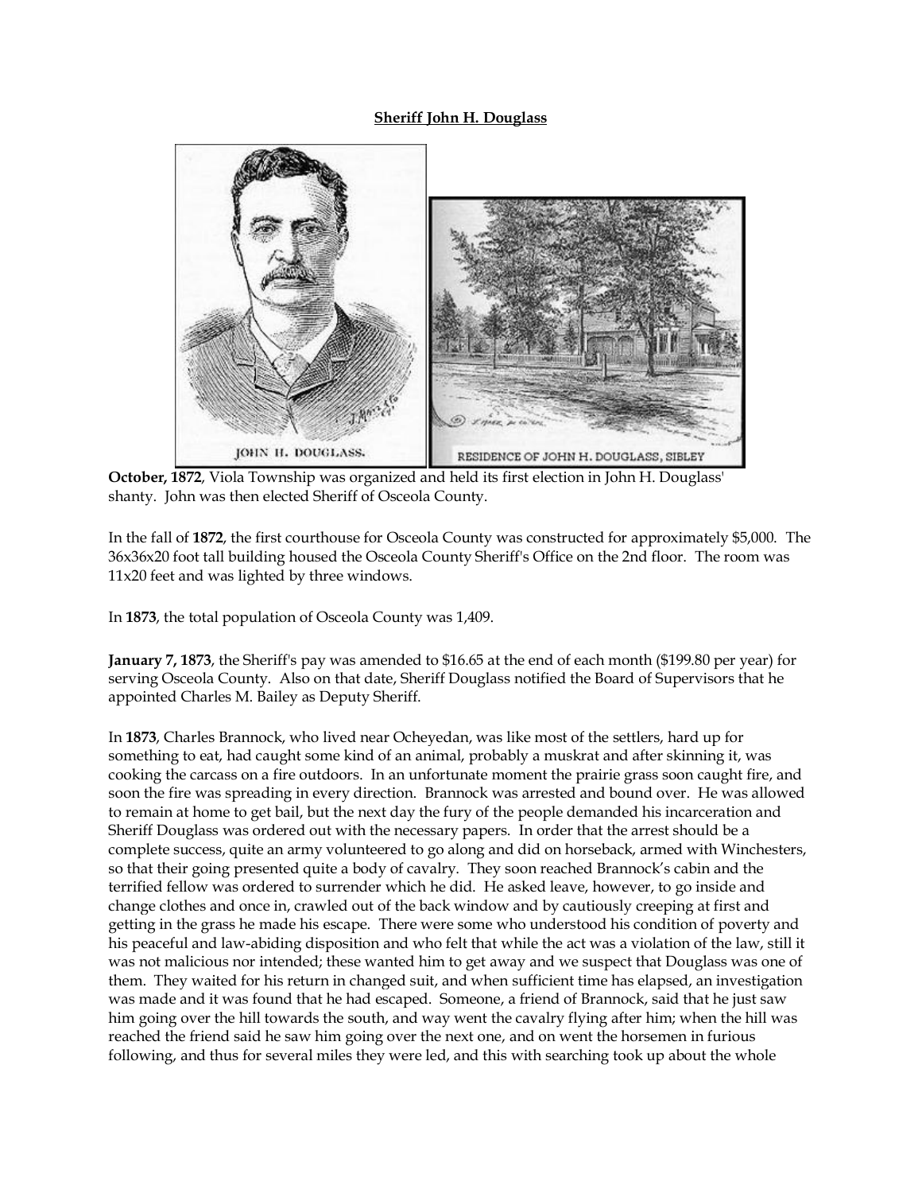**Sheriff John H. Douglass**

JOHN H. DOUGLASS.

RESIDENCE OF JOHN H. DOUGLASS, SIBLEY

**October, 1872**, Viola Township was organized and held its first election in John H. Douglass' shanty. John was then elected Sheriff of Osceola County.

In the fall of **1872**, the first courthouse for Osceola County was constructed for approximately $5,000. The 36x36x20 foot tall building housed the Osceola County Sheriff's Office on the 2nd floor. The room was 11x20 feet and was lighted by three windows.

In **1873**, the total population of Osceola County was 1,409.

**January 7, 1873**, the Sheriff's pay was amended to $16.65 at the end of each month ($199.80 per year) for serving Osceola County. Also on that date, Sheriff Douglass notified the Board of Supervisors that he appointed Charles M. Bailey as Deputy Sheriff.

In **1873**, Charles Brannock, who lived near Ocheyedan, was like most of the settlers, hard up for something to eat, had caught some kind of an animal, probably a muskrat and after skinning it, was cooking the carcass on a fire outdoors. In an unfortunate moment the prairie grass soon caught fire, and soon the fire was spreading in every direction. Brannock was arrested and bound over. He was allowed to remain at home to get bail, but the next day the fury of the people demanded his incarceration and Sheriff Douglass was ordered out with the necessary papers. In order that the arrest should be a complete success, quite an army volunteered to go along and did on horseback, armed with Winchesters, so that their going presented quite a body of cavalry. They soon reached Brannock's cabin and the terrified fellow was ordered to surrender which he did. He asked leave, however, to go inside and change clothes and once in, crawled out of the back window and by cautiously creeping at first and getting in the grass he made his escape. There were some who understood his condition of poverty and his peaceful and law-abiding disposition and who felt that while the act was a violation of the law, still it was not malicious nor intended; these wanted him to get away and we suspect that Douglass was one of them. They waited for his return in changed suit, and when sufficient time has elapsed, an investigation was made and it was found that he had escaped. Someone, a friend of Brannock, said that he just saw him going over the hill towards the south, and way went the cavalry flying after him; when the hill was reached the friend said he saw him going over the next one, and on went the horsemen in furious following, and thus for several miles they were led, and this with searching took up about the whole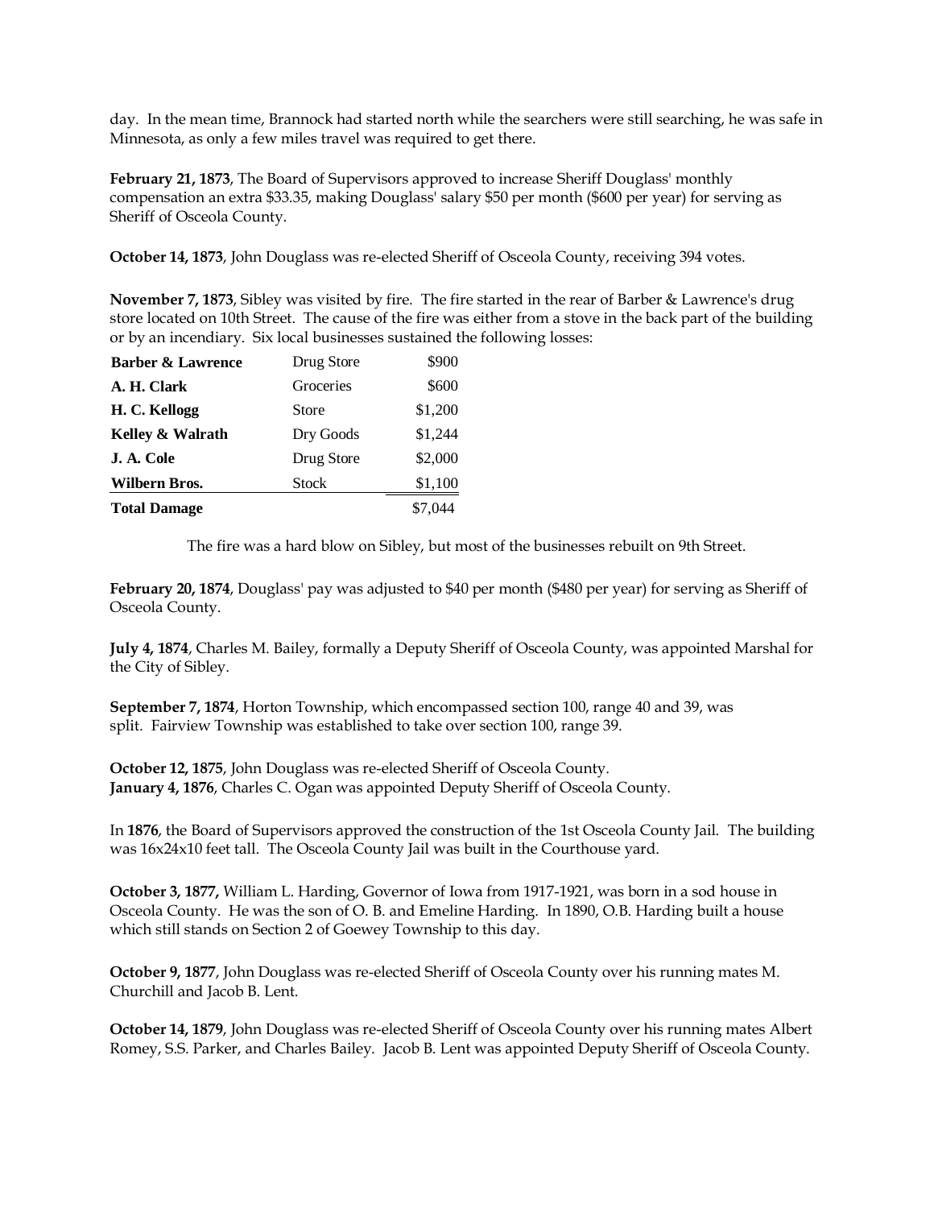day. In the mean time, Brannock had started north while the searchers were still searching, he was safe in Minnesota, as only a few miles travel was required to get there.

**February 21, 1873**, The Board of Supervisors approved to increase Sheriff Douglass' monthly compensation an extra $33.35, making Douglass' salary $50 per month ($600 per year) for serving as Sheriff of Osceola County.

**October 14, 1873**, John Douglass was re-elected Sheriff of Osceola County, receiving 394 votes.

**November 7, 1873**, Sibley was visited by fire. The fire started in the rear of Barber & Lawrence's drug store located on 10th Street. The cause of the fire was either from a stove in the back part of the building or by an incendiary. Six local businesses sustained the following losses:

| | | |
|---|---|---|
| **Barber & Lawrence** | Drug Store | $900 |
| **A. H. Clark** | Groceries | $600 |
| **H. C. Kellogg** | Store | $1,200 |
| **Kelley & Walrath** | Dry Goods | $1,244 |
| **J. A. Cole** | Drug Store | $2,000 |
| **Wilbern Bros.** | Stock | $1,100 |
| **Total Damage** | | $7,044 |

The fire was a hard blow on Sibley, but most of the businesses rebuilt on 9th Street.

**February 20, 1874**, Douglass' pay was adjusted to $40 per month ($480 per year) for serving as Sheriff of Osceola County.

**July 4, 1874**, Charles M. Bailey, formally a Deputy Sheriff of Osceola County, was appointed Marshal for the City of Sibley.

**September 7, 1874**, Horton Township, which encompassed section 100, range 40 and 39, was split. Fairview Township was established to take over section 100, range 39.

**October 12, 1875**, John Douglass was re-elected Sheriff of Osceola County.
**January 4, 1876**, Charles C. Ogan was appointed Deputy Sheriff of Osceola County.

In **1876**, the Board of Supervisors approved the construction of the 1st Osceola County Jail. The building was 16x24x10 feet tall. The Osceola County Jail was built in the Courthouse yard.

**October 3, 1877,** William L. Harding, Governor of Iowa from 1917-1921, was born in a sod house in Osceola County. He was the son of O. B. and Emeline Harding. In 1890, O.B. Harding built a house which still stands on Section 2 of Goewey Township to this day.

**October 9, 1877**, John Douglass was re-elected Sheriff of Osceola County over his running mates M. Churchill and Jacob B. Lent.

**October 14, 1879**, John Douglass was re-elected Sheriff of Osceola County over his running mates Albert Romey, S.S. Parker, and Charles Bailey. Jacob B. Lent was appointed Deputy Sheriff of Osceola County.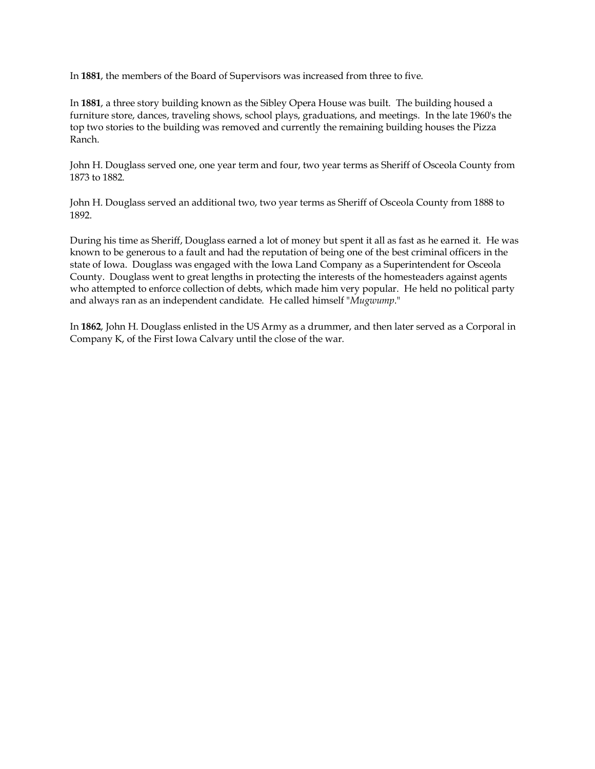In **1881**, the members of the Board of Supervisors was increased from three to five.

In **1881**, a three story building known as the Sibley Opera House was built. The building housed a furniture store, dances, traveling shows, school plays, graduations, and meetings. In the late 1960's the top two stories to the building was removed and currently the remaining building houses the Pizza Ranch.

John H. Douglass served one, one year term and four, two year terms as Sheriff of Osceola County from 1873 to 1882.

John H. Douglass served an additional two, two year terms as Sheriff of Osceola County from 1888 to 1892.

During his time as Sheriff, Douglass earned a lot of money but spent it all as fast as he earned it. He was known to be generous to a fault and had the reputation of being one of the best criminal officers in the state of Iowa. Douglass was engaged with the Iowa Land Company as a Superintendent for Osceola County. Douglass went to great lengths in protecting the interests of the homesteaders against agents who attempted to enforce collection of debts, which made him very popular. He held no political party and always ran as an independent candidate. He called himself "*Mugwump*."

In **1862**, John H. Douglass enlisted in the US Army as a drummer, and then later served as a Corporal in Company K, of the First Iowa Calvary until the close of the war.